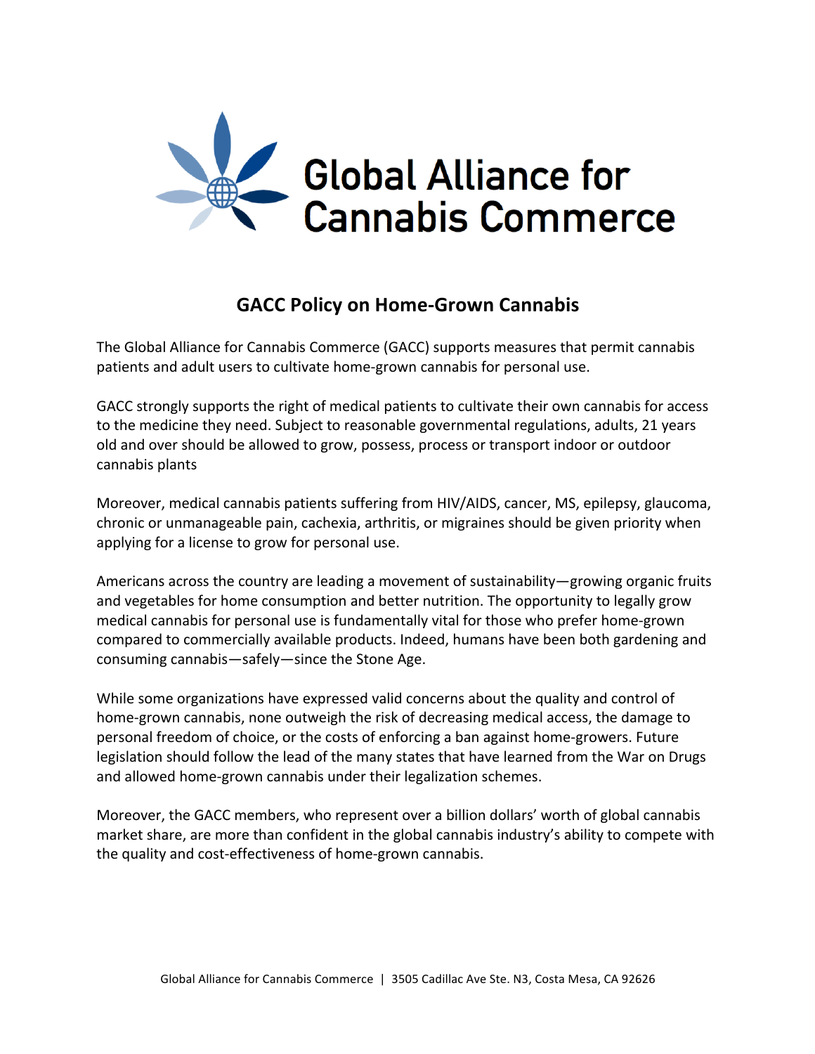Global Alliance for Cannabis Commerce

## GACC Policy on Home-Grown Cannabis

The Global Alliance for Cannabis Commerce (GACC) supports measures that permit cannabis patients and adult users to cultivate home-grown cannabis for personal use.

GACC strongly supports the right of medical patients to cultivate their own cannabis for access to the medicine they need. Subject to reasonable governmental regulations, adults, 21 years old and over should be allowed to grow, possess, process or transport indoor or outdoor cannabis plants

Moreover, medical cannabis patients suffering from HIV/AIDS, cancer, MS, epilepsy, glaucoma, chronic or unmanageable pain, cachexia, arthritis, or migraines should be given priority when applying for a license to grow for personal use.

Americans across the country are leading a movement of sustainability—growing organic fruits and vegetables for home consumption and better nutrition. The opportunity to legally grow medical cannabis for personal use is fundamentally vital for those who prefer home-grown compared to commercially available products. Indeed, humans have been both gardening and consuming cannabis—safely—since the Stone Age.

While some organizations have expressed valid concerns about the quality and control of home-grown cannabis, none outweigh the risk of decreasing medical access, the damage to personal freedom of choice, or the costs of enforcing a ban against home-growers. Future legislation should follow the lead of the many states that have learned from the War on Drugs and allowed home-grown cannabis under their legalization schemes.

Moreover, the GACC members, who represent over a billion dollars' worth of global cannabis market share, are more than confident in the global cannabis industry's ability to compete with the quality and cost-effectiveness of home-grown cannabis.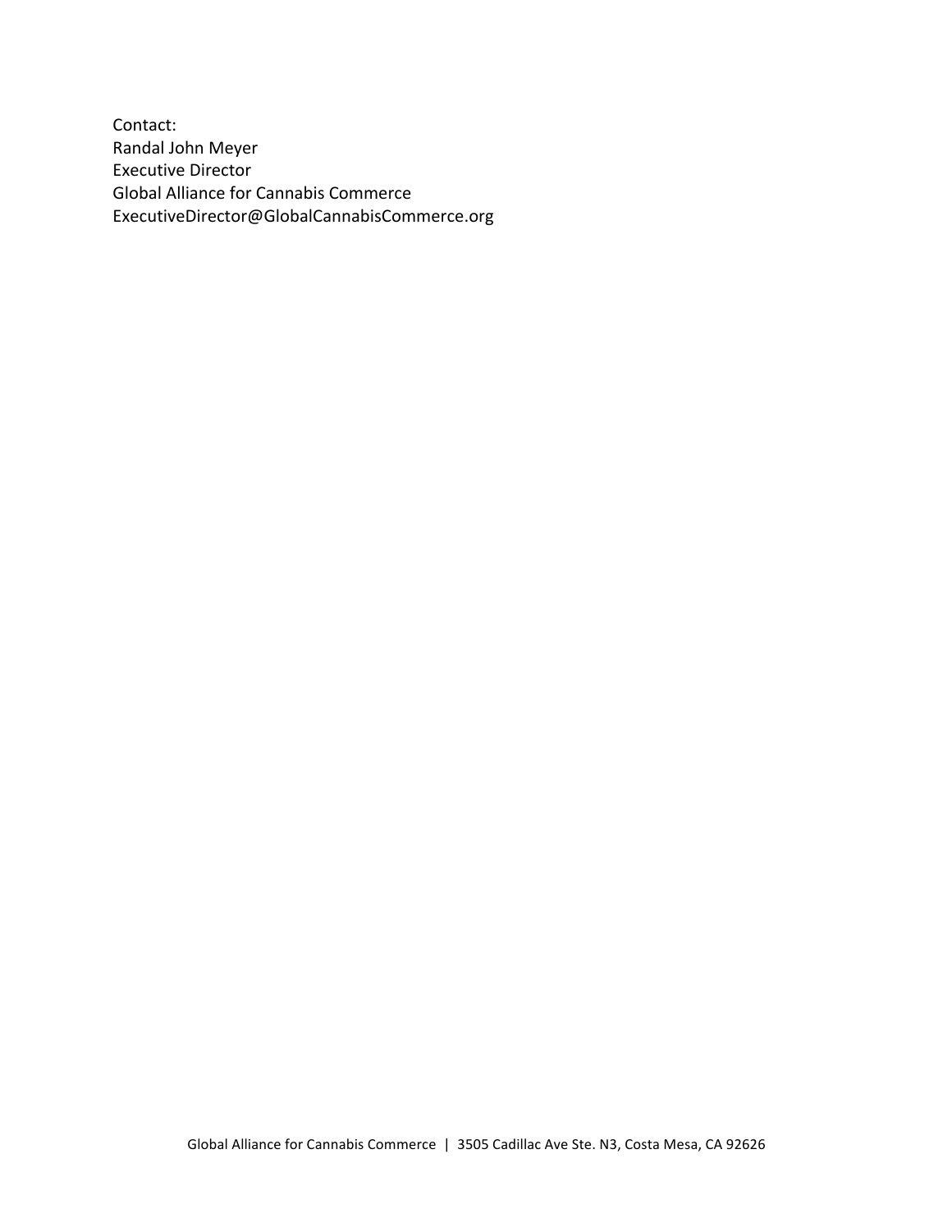Contact:
Randal John Meyer
Executive Director
Global Alliance for Cannabis Commerce
ExecutiveDirector@GlobalCannabisCommerce.org